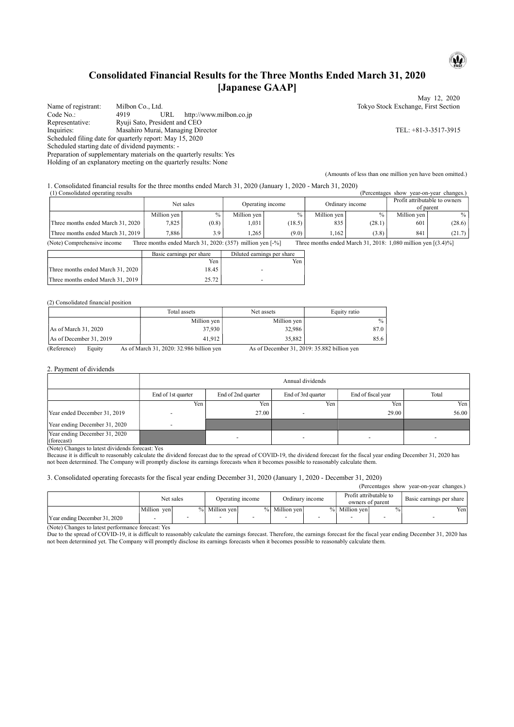# Consolidated Financial Results for the Three Months Ended March 31, 2020 [Japanese GAAP]

May 12, 2020

Name of registrant: Milbon Co., Ltd. Tokyo Stock Exchange, First Section
Code No.: 4919 URL http://www.milbon.co.jp
Representative: Ryuji Sato, President and CEO
Inquiries: Masahiro Murai, Managing Director TEL: +81-3-3517-3915
Scheduled filing date for quarterly report: May 15, 2020
Scheduled starting date of dividend payments: -
Preparation of supplementary materials on the quarterly results: Yes
Holding of an explanatory meeting on the quarterly results: None

(Amounts of less than one million yen have been omitted.)

1. Consolidated financial results for the three months ended March 31, 2020 (January 1, 2020 - March 31, 2020)

(1) Consolidated operating results (Percentages show year-on-year changes.)

| | Net sales | | Operating income | | Ordinary income | | Profit attributable to owners of parent | |
|---|---|---|---|---|---|---|---|---|
| | Million yen | % | Million yen | % | Million yen | % | Million yen | % |
| Three months ended March 31, 2020 | 7,825 | (0.8) | 1,031 | (18.5) | 835 | (28.1) | 601 | (28.6) |
| Three months ended March 31, 2019 | 7,886 | 3.9 | 1,265 | (9.0) | 1,162 | (3.8) | 841 | (21.7) |

(Note) Comprehensive income Three months ended March 31, 2020: (357) million yen [-%] Three months ended March 31, 2018: 1,080 million yen [(3.4)%]

| | Basic earnings per share | Diluted earnings per share |
|---|---|---|
| | Yen | Yen |
| Three months ended March 31, 2020 | 18.45 | - |
| Three months ended March 31, 2019 | 25.72 | - |

(2) Consolidated financial position

| | Total assets | Net assets | Equity ratio |
|---|---|---|---|
| | Million yen | Million yen | % |
| As of March 31, 2020 | 37,930 | 32,986 | 87.0 |
| As of December 31, 2019 | 41,912 | 35,882 | 85.6 |

(Reference) Equity As of March 31, 2020: 32.986 billion yen As of December 31, 2019: 35.882 billion yen

2. Payment of dividends

| | Annual dividends | | | | |
|---|---|---|---|---|---|
| | End of 1st quarter | End of 2nd quarter | End of 3rd quarter | End of fiscal year | Total |
| | Yen | Yen | Yen | Yen | Yen |
| Year ended December 31, 2019 | - | 27.00 | - | 29.00 | 56.00 |
| Year ending December 31, 2020 | - | | | | |
| Year ending December 31, 2020 (forecast) | | - | - | - | - |

(Note) Changes to latest dividends forecast: Yes
Because it is difficult to reasonably calculate the dividend forecast due to the spread of COVID-19, the dividend forecast for the fiscal year ending December 31, 2020 has not been determined. The Company will promptly disclose its earnings forecasts when it becomes possible to reasonably calculate them.

3. Consolidated operating forecasts for the fiscal year ending December 31, 2020 (January 1, 2020 - December 31, 2020)

(Percentages show year-on-year changes.)

| | Net sales | | Operating income | | Ordinary income | | Profit attributable to owners of parent | | Basic earnings per share |
|---|---|---|---|---|---|---|---|---|---|
| | Million yen | % | Million yen | % | Million yen | % | Million yen | % | Yen |
| Year ending December 31, 2020 | - | - | - | - | - | - | - | - | - |

(Note) Changes to latest performance forecast: Yes
Due to the spread of COVID-19, it is difficult to reasonably calculate the earnings forecast. Therefore, the earnings forecast for the fiscal year ending December 31, 2020 has not been determined yet. The Company will promptly disclose its earnings forecasts when it becomes possible to reasonably calculate them.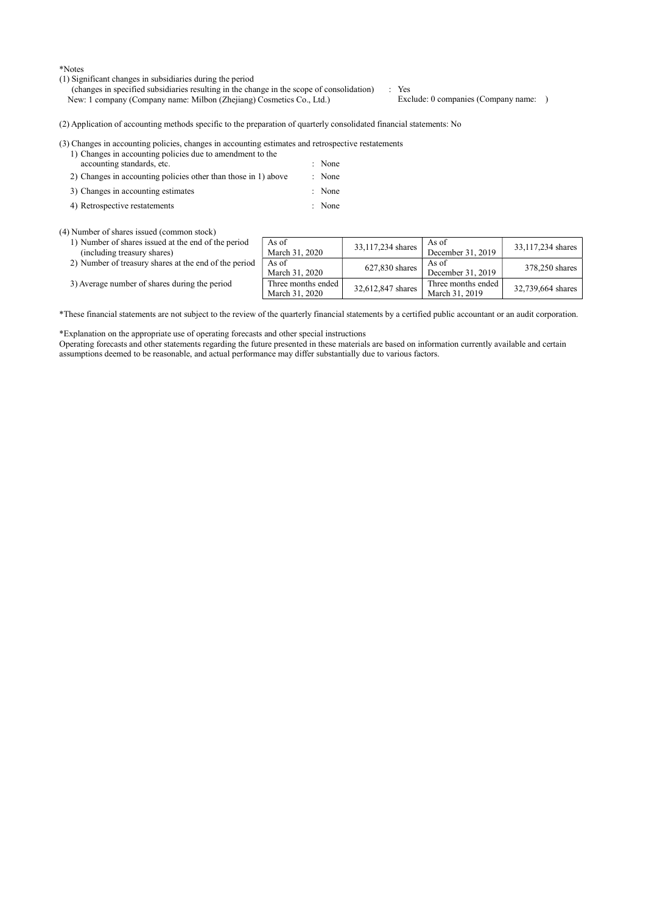*Notes

(1) Significant changes in subsidiaries during the period
(changes in specified subsidiaries resulting in the change in the scope of consolidation) : Yes
New: 1 company (Company name: Milbon (Zhejiang) Cosmetics Co., Ltd.) Exclude: 0 companies (Company name: )

(2) Application of accounting methods specific to the preparation of quarterly consolidated financial statements: No

(3) Changes in accounting policies, changes in accounting estimates and retrospective restatements

1) Changes in accounting policies due to amendment to the accounting standards, etc. : None
2) Changes in accounting policies other than those in 1) above : None
3) Changes in accounting estimates : None
4) Retrospective restatements : None

(4) Number of shares issued (common stock)

| | | | | |
|---|---|---|---|---|
| 1) Number of shares issued at the end of the period (including treasury shares) | As of March 31, 2020 | 33,117,234 shares | As of December 31, 2019 | 33,117,234 shares |
| 2) Number of treasury shares at the end of the period | As of March 31, 2020 | 627,830 shares | As of December 31, 2019 | 378,250 shares |
| 3) Average number of shares during the period | Three months ended March 31, 2020 | 32,612,847 shares | Three months ended March 31, 2019 | 32,739,664 shares |

*These financial statements are not subject to the review of the quarterly financial statements by a certified public accountant or an audit corporation.

*Explanation on the appropriate use of operating forecasts and other special instructions

Operating forecasts and other statements regarding the future presented in these materials are based on information currently available and certain assumptions deemed to be reasonable, and actual performance may differ substantially due to various factors.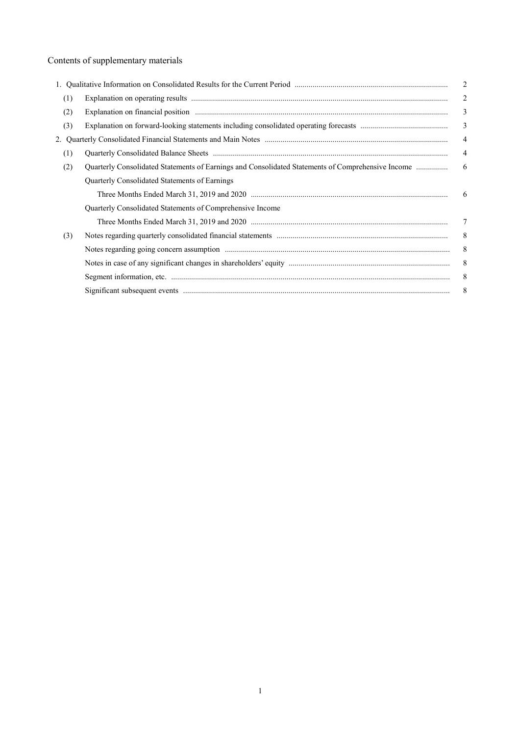# Contents of supplementary materials

| | | |
|---|---|---|
| 1. Qualitative Information on Consolidated Results for the Current Period | | 2 |
| (1) | Explanation on operating results | 2 |
| (2) | Explanation on financial position | 3 |
| (3) | Explanation on forward-looking statements including consolidated operating forecasts | 3 |
| 2. Quarterly Consolidated Financial Statements and Main Notes | | 4 |
| (1) | Quarterly Consolidated Balance Sheets | 4 |
| (2) | Quarterly Consolidated Statements of Earnings and Consolidated Statements of Comprehensive Income | 6 |
| | Quarterly Consolidated Statements of Earnings | |
| | Three Months Ended March 31, 2019 and 2020 | 6 |
| | Quarterly Consolidated Statements of Comprehensive Income | |
| | Three Months Ended March 31, 2019 and 2020 | 7 |
| (3) | Notes regarding quarterly consolidated financial statements | 8 |
| | Notes regarding going concern assumption | 8 |
| | Notes in case of any significant changes in shareholders' equity | 8 |
| | Segment information, etc. | 8 |
| | Significant subsequent events | 8 |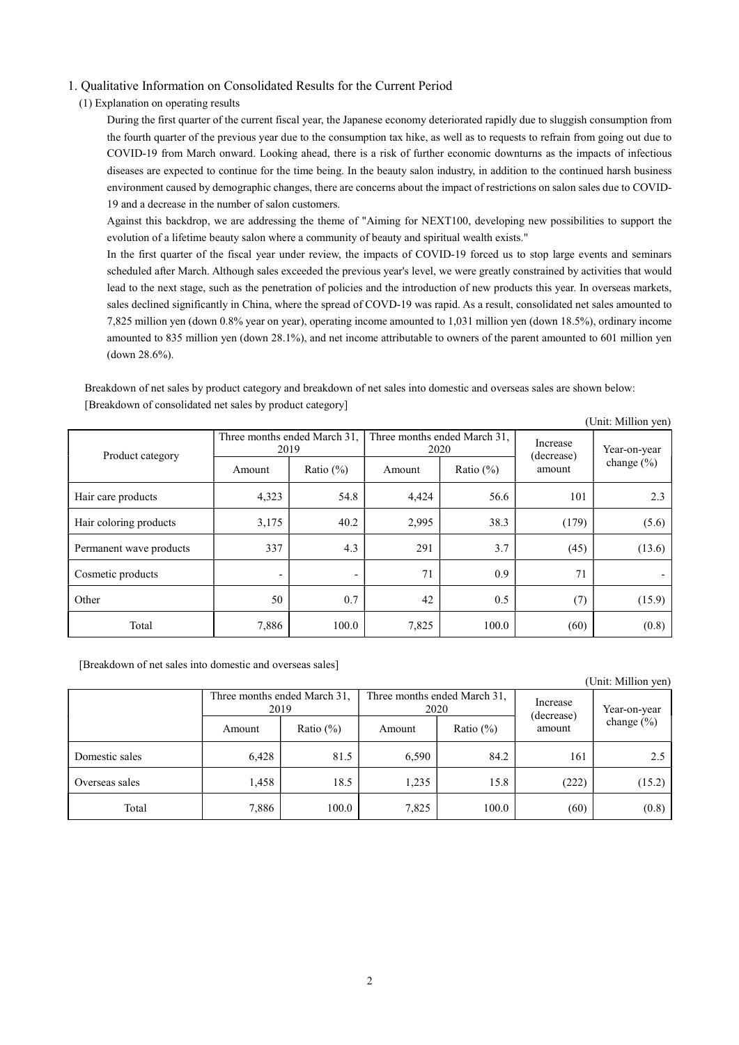## 1. Qualitative Information on Consolidated Results for the Current Period

### (1) Explanation on operating results

During the first quarter of the current fiscal year, the Japanese economy deteriorated rapidly due to sluggish consumption from the fourth quarter of the previous year due to the consumption tax hike, as well as to requests to refrain from going out due to COVID-19 from March onward. Looking ahead, there is a risk of further economic downturns as the impacts of infectious diseases are expected to continue for the time being. In the beauty salon industry, in addition to the continued harsh business environment caused by demographic changes, there are concerns about the impact of restrictions on salon sales due to COVID-19 and a decrease in the number of salon customers.

Against this backdrop, we are addressing the theme of "Aiming for NEXT100, developing new possibilities to support the evolution of a lifetime beauty salon where a community of beauty and spiritual wealth exists."

In the first quarter of the fiscal year under review, the impacts of COVID-19 forced us to stop large events and seminars scheduled after March. Although sales exceeded the previous year's level, we were greatly constrained by activities that would lead to the next stage, such as the penetration of policies and the introduction of new products this year. In overseas markets, sales declined significantly in China, where the spread of COVD-19 was rapid. As a result, consolidated net sales amounted to 7,825 million yen (down 0.8% year on year), operating income amounted to 1,031 million yen (down 18.5%), ordinary income amounted to 835 million yen (down 28.1%), and net income attributable to owners of the parent amounted to 601 million yen (down 28.6%).

Breakdown of net sales by product category and breakdown of net sales into domestic and overseas sales are shown below:

[Breakdown of consolidated net sales by product category]

(Unit: Million yen)

| Product category | Three months ended March 31, 2019 | | Three months ended March 31, 2020 | | Increase (decrease) amount | Year-on-year change (%) |
|---|---|---|---|---|---|---|
| | Amount | Ratio (%) | Amount | Ratio (%) | | |
| Hair care products | 4,323 | 54.8 | 4,424 | 56.6 | 101 | 2.3 |
| Hair coloring products | 3,175 | 40.2 | 2,995 | 38.3 | (179) | (5.6) |
| Permanent wave products | 337 | 4.3 | 291 | 3.7 | (45) | (13.6) |
| Cosmetic products | - | - | 71 | 0.9 | 71 | - |
| Other | 50 | 0.7 | 42 | 0.5 | (7) | (15.9) |
| Total | 7,886 | 100.0 | 7,825 | 100.0 | (60) | (0.8) |

[Breakdown of net sales into domestic and overseas sales]

(Unit: Million yen)

| | Three months ended March 31, 2019 | | Three months ended March 31, 2020 | | Increase (decrease) amount | Year-on-year change (%) |
|---|---|---|---|---|---|---|
| | Amount | Ratio (%) | Amount | Ratio (%) | | |
| Domestic sales | 6,428 | 81.5 | 6,590 | 84.2 | 161 | 2.5 |
| Overseas sales | 1,458 | 18.5 | 1,235 | 15.8 | (222) | (15.2) |
| Total | 7,886 | 100.0 | 7,825 | 100.0 | (60) | (0.8) |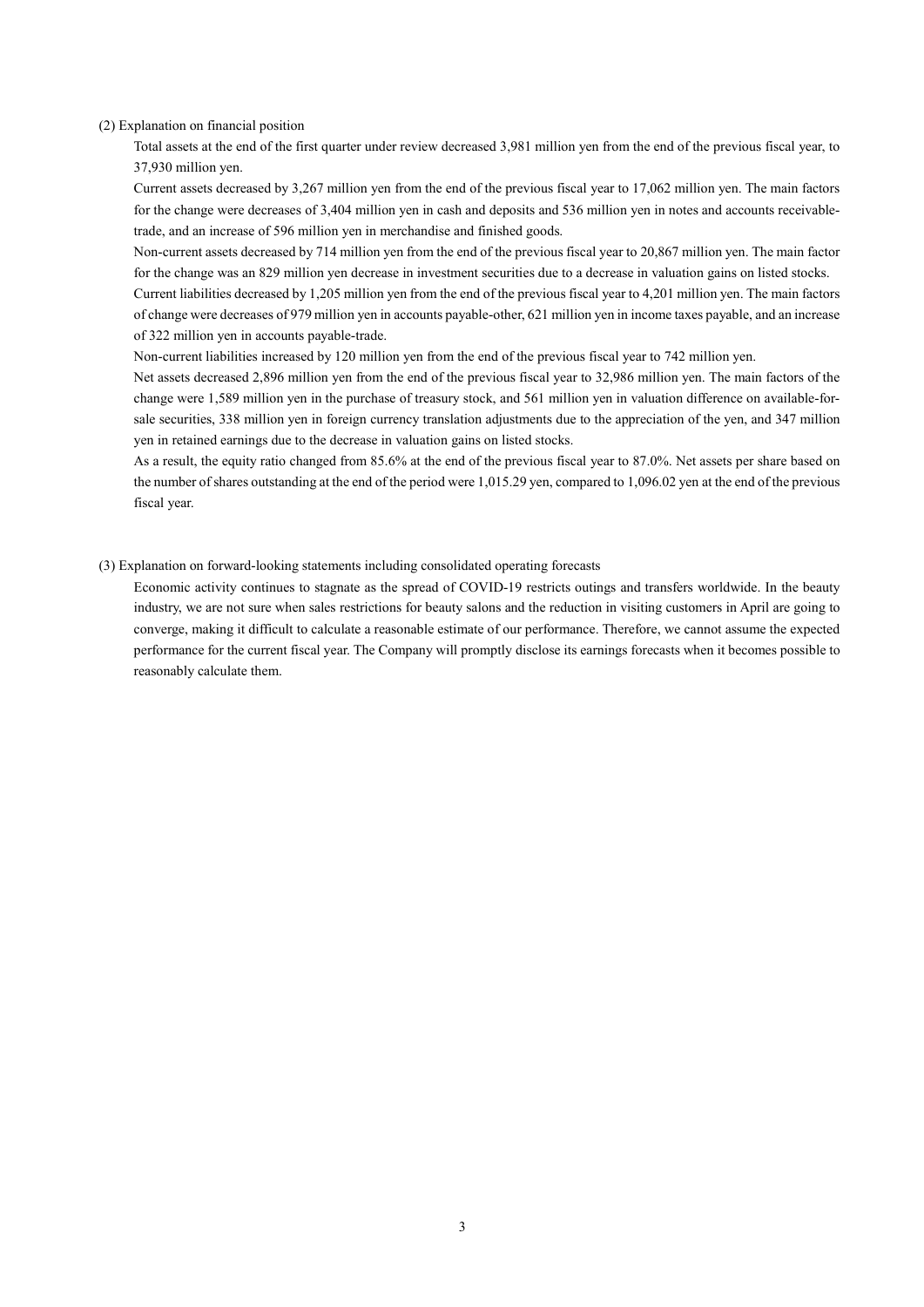(2) Explanation on financial position

Total assets at the end of the first quarter under review decreased 3,981 million yen from the end of the previous fiscal year, to 37,930 million yen.

Current assets decreased by 3,267 million yen from the end of the previous fiscal year to 17,062 million yen. The main factors for the change were decreases of 3,404 million yen in cash and deposits and 536 million yen in notes and accounts receivable-trade, and an increase of 596 million yen in merchandise and finished goods.

Non-current assets decreased by 714 million yen from the end of the previous fiscal year to 20,867 million yen. The main factor for the change was an 829 million yen decrease in investment securities due to a decrease in valuation gains on listed stocks.

Current liabilities decreased by 1,205 million yen from the end of the previous fiscal year to 4,201 million yen. The main factors of change were decreases of 979 million yen in accounts payable-other, 621 million yen in income taxes payable, and an increase of 322 million yen in accounts payable-trade.

Non-current liabilities increased by 120 million yen from the end of the previous fiscal year to 742 million yen.

Net assets decreased 2,896 million yen from the end of the previous fiscal year to 32,986 million yen. The main factors of the change were 1,589 million yen in the purchase of treasury stock, and 561 million yen in valuation difference on available-for-sale securities, 338 million yen in foreign currency translation adjustments due to the appreciation of the yen, and 347 million yen in retained earnings due to the decrease in valuation gains on listed stocks.

As a result, the equity ratio changed from 85.6% at the end of the previous fiscal year to 87.0%. Net assets per share based on the number of shares outstanding at the end of the period were 1,015.29 yen, compared to 1,096.02 yen at the end of the previous fiscal year.

(3) Explanation on forward-looking statements including consolidated operating forecasts

Economic activity continues to stagnate as the spread of COVID-19 restricts outings and transfers worldwide. In the beauty industry, we are not sure when sales restrictions for beauty salons and the reduction in visiting customers in April are going to converge, making it difficult to calculate a reasonable estimate of our performance. Therefore, we cannot assume the expected performance for the current fiscal year. The Company will promptly disclose its earnings forecasts when it becomes possible to reasonably calculate them.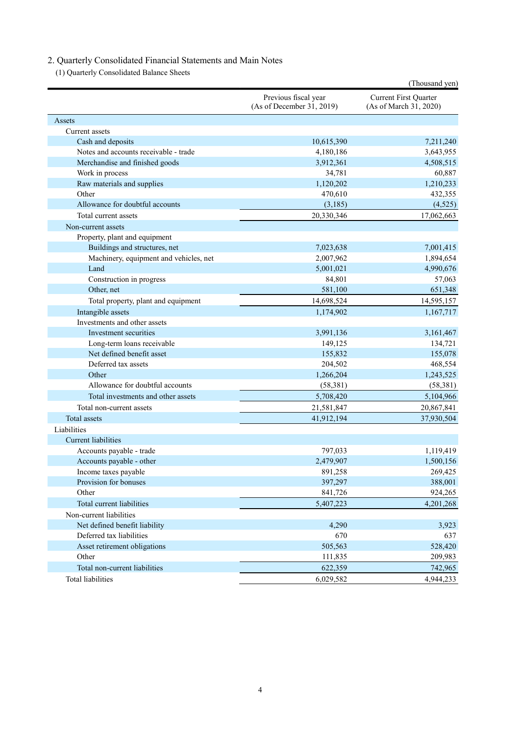## 2. Quarterly Consolidated Financial Statements and Main Notes

### (1) Quarterly Consolidated Balance Sheets

(Thousand yen)

| | Previous fiscal year (As of December 31, 2019) | Current First Quarter (As of March 31, 2020) |
|---|---|---|
| Assets | | |
| Current assets | | |
| Cash and deposits | 10,615,390 | 7,211,240 |
| Notes and accounts receivable - trade | 4,180,186 | 3,643,955 |
| Merchandise and finished goods | 3,912,361 | 4,508,515 |
| Work in process | 34,781 | 60,887 |
| Raw materials and supplies | 1,120,202 | 1,210,233 |
| Other | 470,610 | 432,355 |
| Allowance for doubtful accounts | (3,185) | (4,525) |
| Total current assets | 20,330,346 | 17,062,663 |
| Non-current assets | | |
| Property, plant and equipment | | |
| Buildings and structures, net | 7,023,638 | 7,001,415 |
| Machinery, equipment and vehicles, net | 2,007,962 | 1,894,654 |
| Land | 5,001,021 | 4,990,676 |
| Construction in progress | 84,801 | 57,063 |
| Other, net | 581,100 | 651,348 |
| Total property, plant and equipment | 14,698,524 | 14,595,157 |
| Intangible assets | 1,174,902 | 1,167,717 |
| Investments and other assets | | |
| Investment securities | 3,991,136 | 3,161,467 |
| Long-term loans receivable | 149,125 | 134,721 |
| Net defined benefit asset | 155,832 | 155,078 |
| Deferred tax assets | 204,502 | 468,554 |
| Other | 1,266,204 | 1,243,525 |
| Allowance for doubtful accounts | (58,381) | (58,381) |
| Total investments and other assets | 5,708,420 | 5,104,966 |
| Total non-current assets | 21,581,847 | 20,867,841 |
| Total assets | 41,912,194 | 37,930,504 |
| Liabilities | | |
| Current liabilities | | |
| Accounts payable - trade | 797,033 | 1,119,419 |
| Accounts payable - other | 2,479,907 | 1,500,156 |
| Income taxes payable | 891,258 | 269,425 |
| Provision for bonuses | 397,297 | 388,001 |
| Other | 841,726 | 924,265 |
| Total current liabilities | 5,407,223 | 4,201,268 |
| Non-current liabilities | | |
| Net defined benefit liability | 4,290 | 3,923 |
| Deferred tax liabilities | 670 | 637 |
| Asset retirement obligations | 505,563 | 528,420 |
| Other | 111,835 | 209,983 |
| Total non-current liabilities | 622,359 | 742,965 |
| Total liabilities | 6,029,582 | 4,944,233 |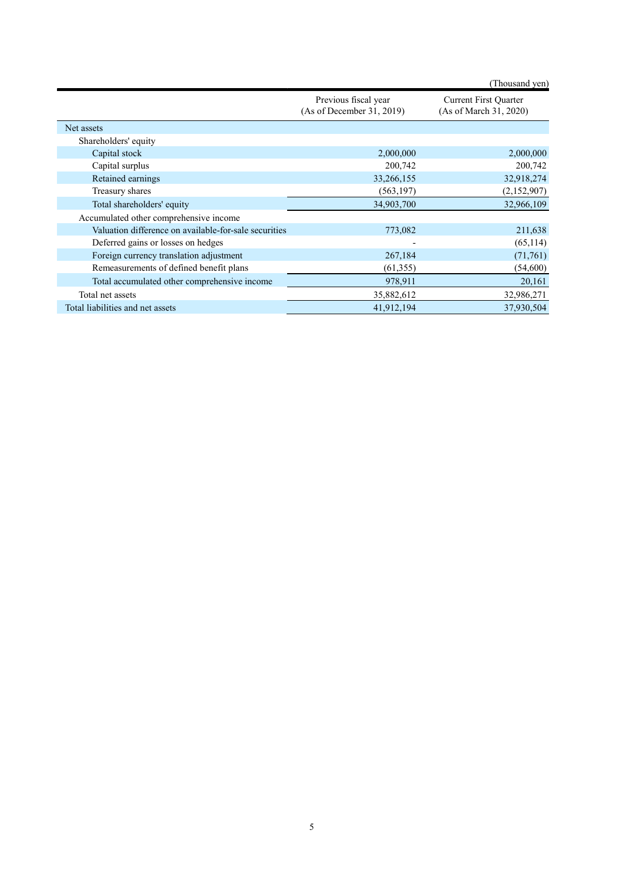(Thousand yen)

| | Previous fiscal year (As of December 31, 2019) | Current First Quarter (As of March 31, 2020) |
|---|---|---|
| Net assets | | |
| Shareholders' equity | | |
| Capital stock | 2,000,000 | 2,000,000 |
| Capital surplus | 200,742 | 200,742 |
| Retained earnings | 33,266,155 | 32,918,274 |
| Treasury shares | (563,197) | (2,152,907) |
| Total shareholders' equity | 34,903,700 | 32,966,109 |
| Accumulated other comprehensive income | | |
| Valuation difference on available-for-sale securities | 773,082 | 211,638 |
| Deferred gains or losses on hedges | - | (65,114) |
| Foreign currency translation adjustment | 267,184 | (71,761) |
| Remeasurements of defined benefit plans | (61,355) | (54,600) |
| Total accumulated other comprehensive income | 978,911 | 20,161 |
| Total net assets | 35,882,612 | 32,986,271 |
| Total liabilities and net assets | 41,912,194 | 37,930,504 |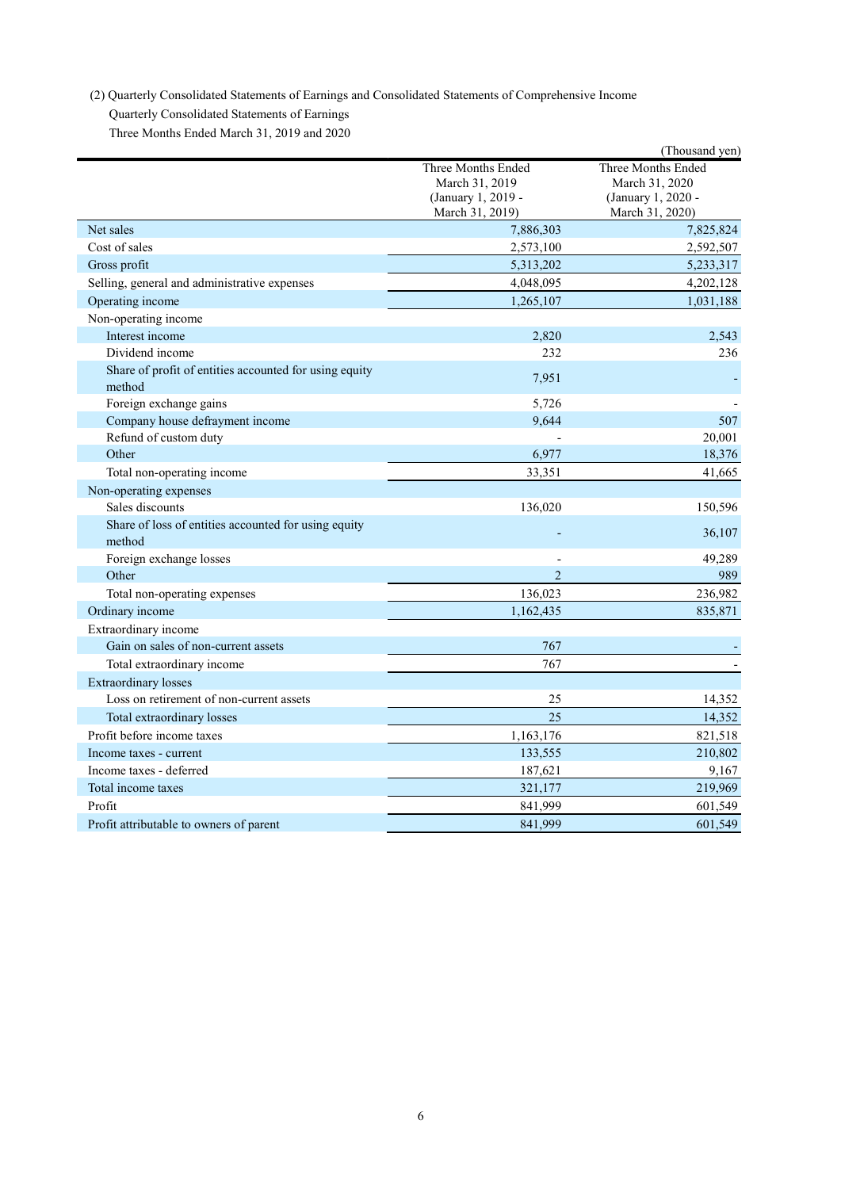(2) Quarterly Consolidated Statements of Earnings and Consolidated Statements of Comprehensive Income

Quarterly Consolidated Statements of Earnings

Three Months Ended March 31, 2019 and 2020

(Thousand yen)

| | Three Months Ended March 31, 2019 (January 1, 2019 - March 31, 2019) | Three Months Ended March 31, 2020 (January 1, 2020 - March 31, 2020) |
|---|---|---|
| Net sales | 7,886,303 | 7,825,824 |
| Cost of sales | 2,573,100 | 2,592,507 |
| Gross profit | 5,313,202 | 5,233,317 |
| Selling, general and administrative expenses | 4,048,095 | 4,202,128 |
| Operating income | 1,265,107 | 1,031,188 |
| Non-operating income | | |
| Interest income | 2,820 | 2,543 |
| Dividend income | 232 | 236 |
| Share of profit of entities accounted for using equity method | 7,951 | - |
| Foreign exchange gains | 5,726 | - |
| Company house defrayment income | 9,644 | 507 |
| Refund of custom duty | - | 20,001 |
| Other | 6,977 | 18,376 |
| Total non-operating income | 33,351 | 41,665 |
| Non-operating expenses | | |
| Sales discounts | 136,020 | 150,596 |
| Share of loss of entities accounted for using equity method | - | 36,107 |
| Foreign exchange losses | - | 49,289 |
| Other | 2 | 989 |
| Total non-operating expenses | 136,023 | 236,982 |
| Ordinary income | 1,162,435 | 835,871 |
| Extraordinary income | | |
| Gain on sales of non-current assets | 767 | - |
| Total extraordinary income | 767 | - |
| Extraordinary losses | | |
| Loss on retirement of non-current assets | 25 | 14,352 |
| Total extraordinary losses | 25 | 14,352 |
| Profit before income taxes | 1,163,176 | 821,518 |
| Income taxes - current | 133,555 | 210,802 |
| Income taxes - deferred | 187,621 | 9,167 |
| Total income taxes | 321,177 | 219,969 |
| Profit | 841,999 | 601,549 |
| Profit attributable to owners of parent | 841,999 | 601,549 |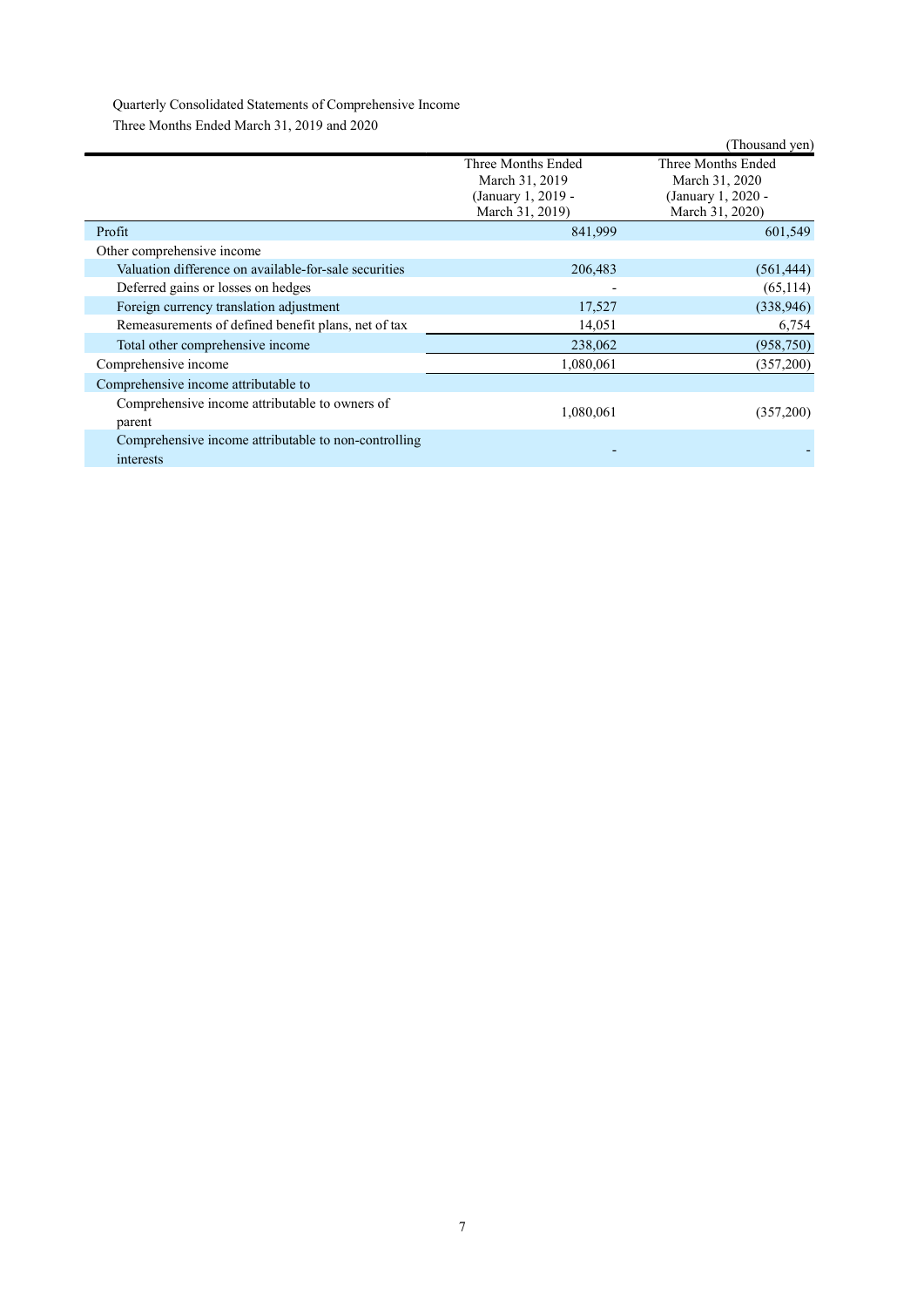Quarterly Consolidated Statements of Comprehensive Income

Three Months Ended March 31, 2019 and 2020

(Thousand yen)

| | Three Months Ended March 31, 2019 (January 1, 2019 - March 31, 2019) | Three Months Ended March 31, 2020 (January 1, 2020 - March 31, 2020) |
|---|---|---|
| Profit | 841,999 | 601,549 |
| Other comprehensive income | | |
| Valuation difference on available-for-sale securities | 206,483 | (561,444) |
| Deferred gains or losses on hedges | - | (65,114) |
| Foreign currency translation adjustment | 17,527 | (338,946) |
| Remeasurements of defined benefit plans, net of tax | 14,051 | 6,754 |
| Total other comprehensive income | 238,062 | (958,750) |
| Comprehensive income | 1,080,061 | (357,200) |
| Comprehensive income attributable to | | |
| Comprehensive income attributable to owners of parent | 1,080,061 | (357,200) |
| Comprehensive income attributable to non-controlling interests | - | - |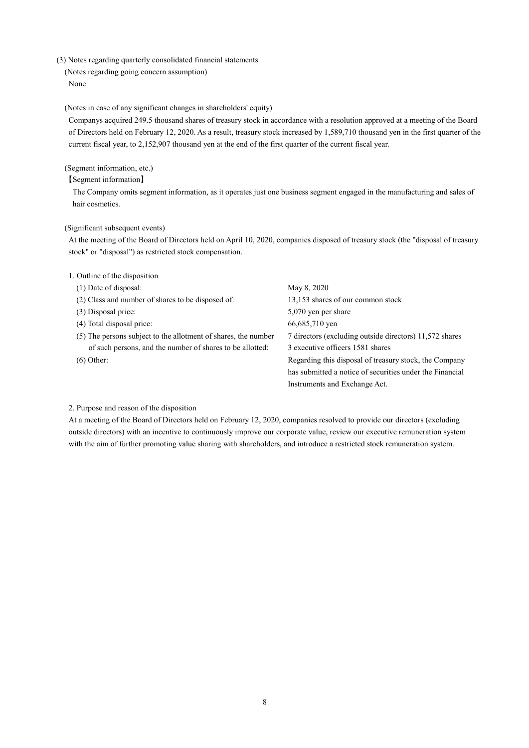(3) Notes regarding quarterly consolidated financial statements

(Notes regarding going concern assumption)

None

(Notes in case of any significant changes in shareholders' equity)

Companys acquired 249.5 thousand shares of treasury stock in accordance with a resolution approved at a meeting of the Board of Directors held on February 12, 2020. As a result, treasury stock increased by 1,589,710 thousand yen in the first quarter of the current fiscal year, to 2,152,907 thousand yen at the end of the first quarter of the current fiscal year.

(Segment information, etc.)

【Segment information】

The Company omits segment information, as it operates just one business segment engaged in the manufacturing and sales of hair cosmetics.

(Significant subsequent events)

At the meeting of the Board of Directors held on April 10, 2020, companies disposed of treasury stock (the "disposal of treasury stock" or "disposal") as restricted stock compensation.

1. Outline of the disposition

| | |
|---|---|
| (1) Date of disposal: | May 8, 2020 |
| (2) Class and number of shares to be disposed of: | 13,153 shares of our common stock |
| (3) Disposal price: | 5,070 yen per share |
| (4) Total disposal price: | 66,685,710 yen |
| (5) The persons subject to the allotment of shares, the number of such persons, and the number of shares to be allotted: | 7 directors (excluding outside directors) 11,572 shares<br>3 executive officers 1581 shares |
| (6) Other: | Regarding this disposal of treasury stock, the Company has submitted a notice of securities under the Financial Instruments and Exchange Act. |

2. Purpose and reason of the disposition

At a meeting of the Board of Directors held on February 12, 2020, companies resolved to provide our directors (excluding outside directors) with an incentive to continuously improve our corporate value, review our executive remuneration system with the aim of further promoting value sharing with shareholders, and introduce a restricted stock remuneration system.